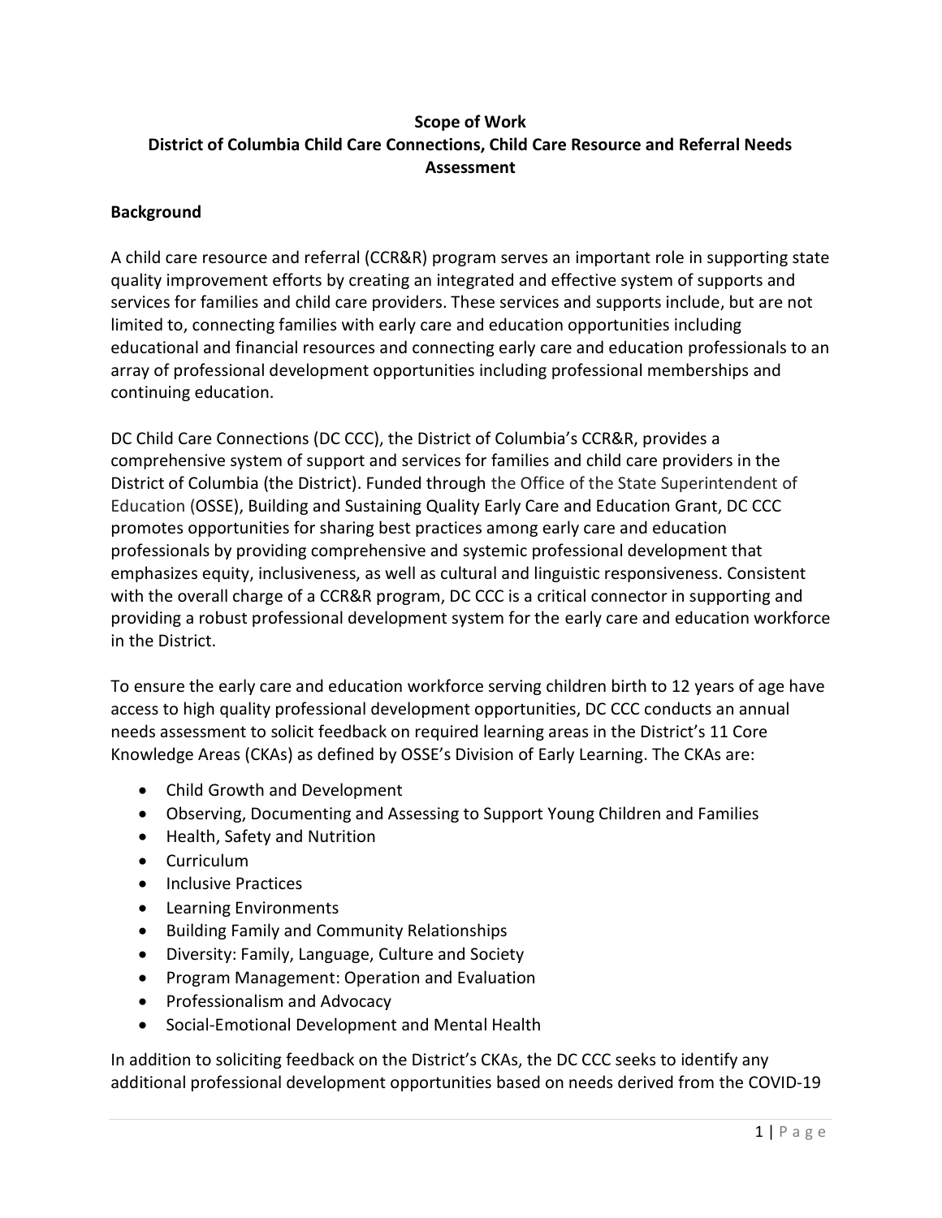# Scope of Work
# District of Columbia Child Care Connections, Child Care Resource and Referral Needs Assessment

## Background

A child care resource and referral (CCR&R) program serves an important role in supporting state quality improvement efforts by creating an integrated and effective system of supports and services for families and child care providers. These services and supports include, but are not limited to, connecting families with early care and education opportunities including educational and financial resources and connecting early care and education professionals to an array of professional development opportunities including professional memberships and continuing education.

DC Child Care Connections (DC CCC), the District of Columbia's CCR&R, provides a comprehensive system of support and services for families and child care providers in the District of Columbia (the District). Funded through the Office of the State Superintendent of Education (OSSE), Building and Sustaining Quality Early Care and Education Grant, DC CCC promotes opportunities for sharing best practices among early care and education professionals by providing comprehensive and systemic professional development that emphasizes equity, inclusiveness, as well as cultural and linguistic responsiveness. Consistent with the overall charge of a CCR&R program, DC CCC is a critical connector in supporting and providing a robust professional development system for the early care and education workforce in the District.

To ensure the early care and education workforce serving children birth to 12 years of age have access to high quality professional development opportunities, DC CCC conducts an annual needs assessment to solicit feedback on required learning areas in the District's 11 Core Knowledge Areas (CKAs) as defined by OSSE's Division of Early Learning. The CKAs are:

- Child Growth and Development
- Observing, Documenting and Assessing to Support Young Children and Families
- Health, Safety and Nutrition
- Curriculum
- Inclusive Practices
- Learning Environments
- Building Family and Community Relationships
- Diversity: Family, Language, Culture and Society
- Program Management: Operation and Evaluation
- Professionalism and Advocacy
- Social-Emotional Development and Mental Health

In addition to soliciting feedback on the District's CKAs, the DC CCC seeks to identify any additional professional development opportunities based on needs derived from the COVID-19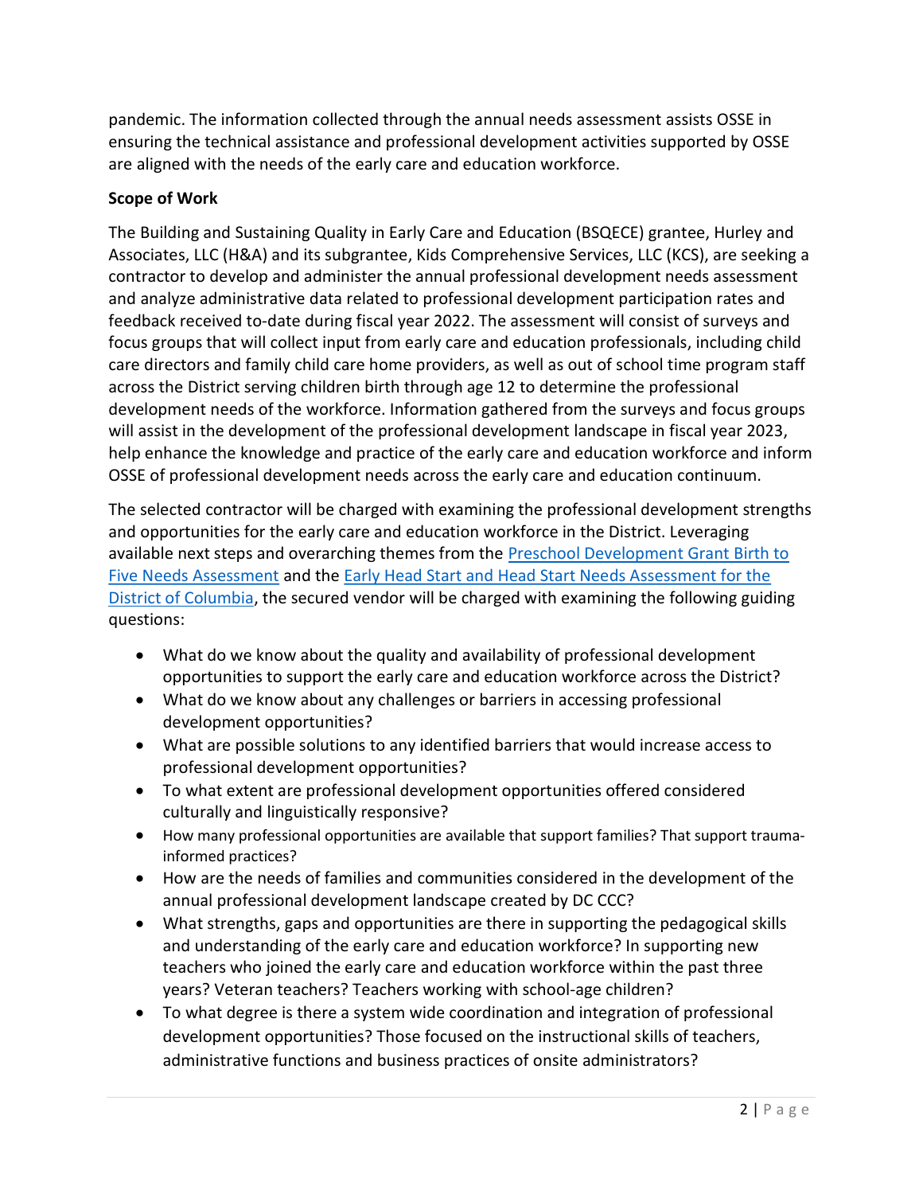pandemic. The information collected through the annual needs assessment assists OSSE in ensuring the technical assistance and professional development activities supported by OSSE are aligned with the needs of the early care and education workforce.

**Scope of Work**

The Building and Sustaining Quality in Early Care and Education (BSQECE) grantee, Hurley and Associates, LLC (H&A) and its subgrantee, Kids Comprehensive Services, LLC (KCS), are seeking a contractor to develop and administer the annual professional development needs assessment and analyze administrative data related to professional development participation rates and feedback received to-date during fiscal year 2022. The assessment will consist of surveys and focus groups that will collect input from early care and education professionals, including child care directors and family child care home providers, as well as out of school time program staff across the District serving children birth through age 12 to determine the professional development needs of the workforce. Information gathered from the surveys and focus groups will assist in the development of the professional development landscape in fiscal year 2023, help enhance the knowledge and practice of the early care and education workforce and inform OSSE of professional development needs across the early care and education continuum.

The selected contractor will be charged with examining the professional development strengths and opportunities for the early care and education workforce in the District. Leveraging available next steps and overarching themes from the Preschool Development Grant Birth to Five Needs Assessment and the Early Head Start and Head Start Needs Assessment for the District of Columbia, the secured vendor will be charged with examining the following guiding questions:

- What do we know about the quality and availability of professional development opportunities to support the early care and education workforce across the District?
- What do we know about any challenges or barriers in accessing professional development opportunities?
- What are possible solutions to any identified barriers that would increase access to professional development opportunities?
- To what extent are professional development opportunities offered considered culturally and linguistically responsive?
- How many professional opportunities are available that support families? That support trauma-informed practices?
- How are the needs of families and communities considered in the development of the annual professional development landscape created by DC CCC?
- What strengths, gaps and opportunities are there in supporting the pedagogical skills and understanding of the early care and education workforce? In supporting new teachers who joined the early care and education workforce within the past three years? Veteran teachers? Teachers working with school-age children?
- To what degree is there a system wide coordination and integration of professional development opportunities? Those focused on the instructional skills of teachers, administrative functions and business practices of onsite administrators?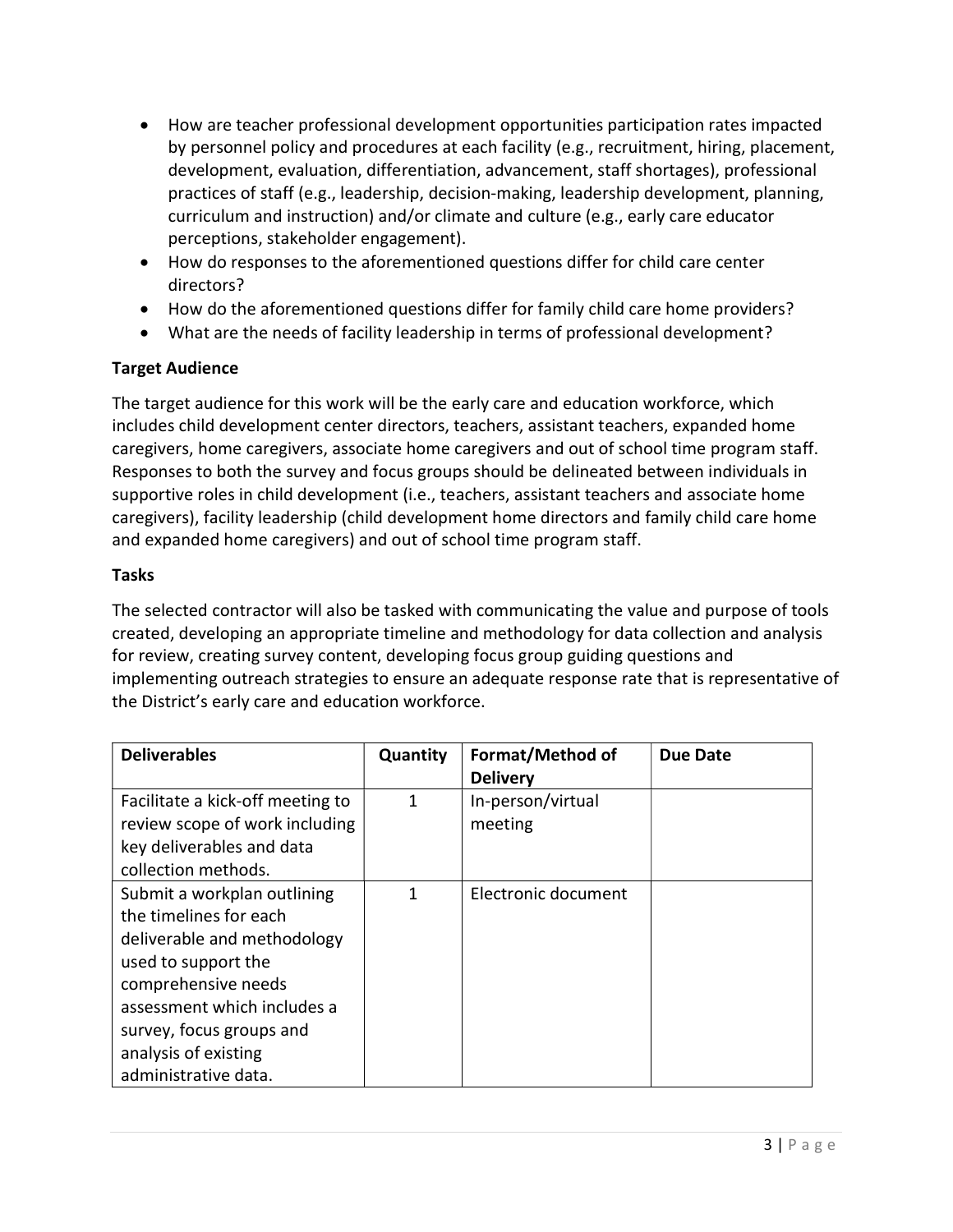- How are teacher professional development opportunities participation rates impacted by personnel policy and procedures at each facility (e.g., recruitment, hiring, placement, development, evaluation, differentiation, advancement, staff shortages), professional practices of staff (e.g., leadership, decision-making, leadership development, planning, curriculum and instruction) and/or climate and culture (e.g., early care educator perceptions, stakeholder engagement).
- How do responses to the aforementioned questions differ for child care center directors?
- How do the aforementioned questions differ for family child care home providers?
- What are the needs of facility leadership in terms of professional development?

**Target Audience**

The target audience for this work will be the early care and education workforce, which includes child development center directors, teachers, assistant teachers, expanded home caregivers, home caregivers, associate home caregivers and out of school time program staff. Responses to both the survey and focus groups should be delineated between individuals in supportive roles in child development (i.e., teachers, assistant teachers and associate home caregivers), facility leadership (child development home directors and family child care home and expanded home caregivers) and out of school time program staff.

**Tasks**

The selected contractor will also be tasked with communicating the value and purpose of tools created, developing an appropriate timeline and methodology for data collection and analysis for review, creating survey content, developing focus group guiding questions and implementing outreach strategies to ensure an adequate response rate that is representative of the District's early care and education workforce.

| Deliverables | Quantity | Format/Method of Delivery | Due Date |
| --- | --- | --- | --- |
| Facilitate a kick-off meeting to review scope of work including key deliverables and data collection methods. | 1 | In-person/virtual meeting | |
| Submit a workplan outlining the timelines for each deliverable and methodology used to support the comprehensive needs assessment which includes a survey, focus groups and analysis of existing administrative data. | 1 | Electronic document | |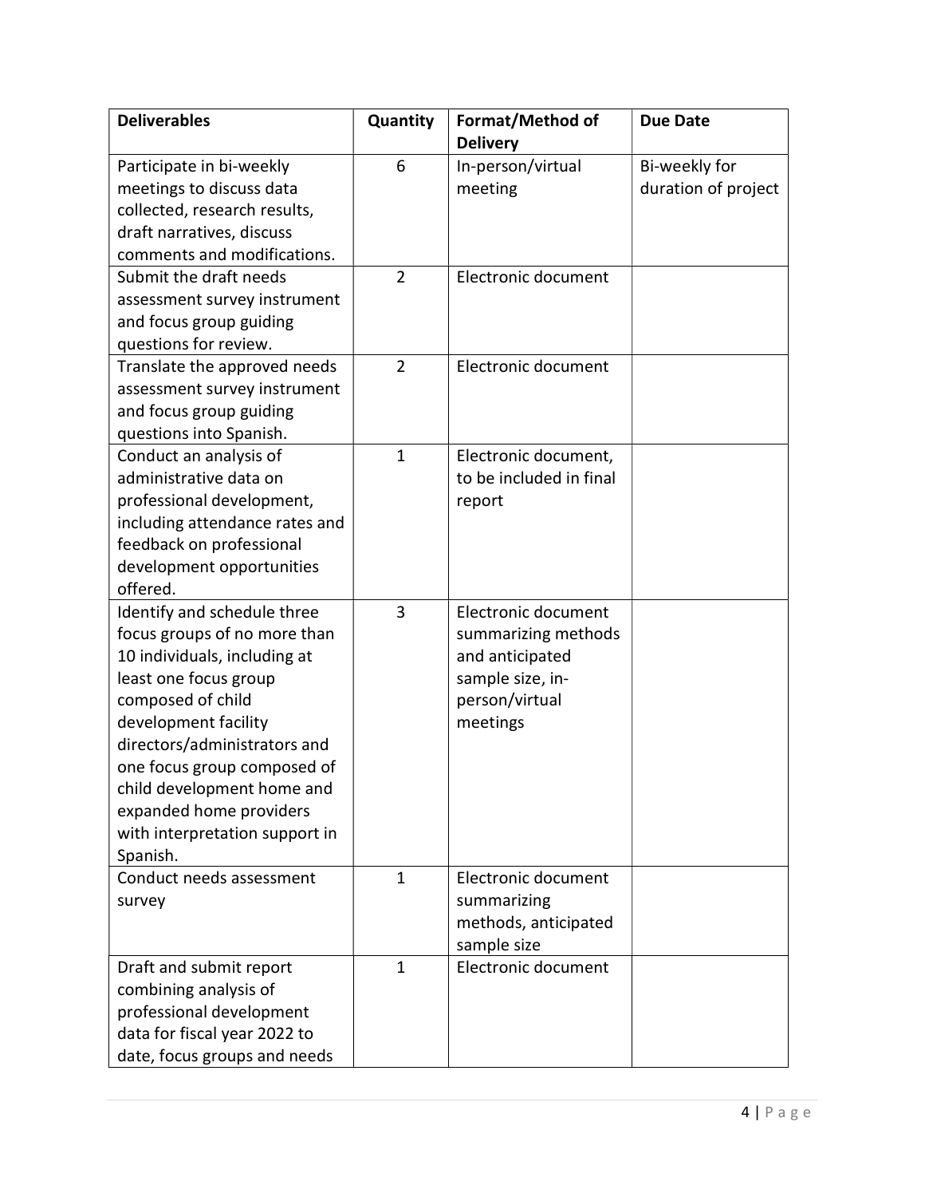| Deliverables | Quantity | Format/Method of Delivery | Due Date |
|---|---|---|---|
| Participate in bi-weekly meetings to discuss data collected, research results, draft narratives, discuss comments and modifications. | 6 | In-person/virtual meeting | Bi-weekly for duration of project |
| Submit the draft needs assessment survey instrument and focus group guiding questions for review. | 2 | Electronic document | |
| Translate the approved needs assessment survey instrument and focus group guiding questions into Spanish. | 2 | Electronic document | |
| Conduct an analysis of administrative data on professional development, including attendance rates and feedback on professional development opportunities offered. | 1 | Electronic document, to be included in final report | |
| Identify and schedule three focus groups of no more than 10 individuals, including at least one focus group composed of child development facility directors/administrators and one focus group composed of child development home and expanded home providers with interpretation support in Spanish. | 3 | Electronic document summarizing methods and anticipated sample size, in-person/virtual meetings | |
| Conduct needs assessment survey | 1 | Electronic document summarizing methods, anticipated sample size | |
| Draft and submit report combining analysis of professional development data for fiscal year 2022 to date, focus groups and needs | 1 | Electronic document | |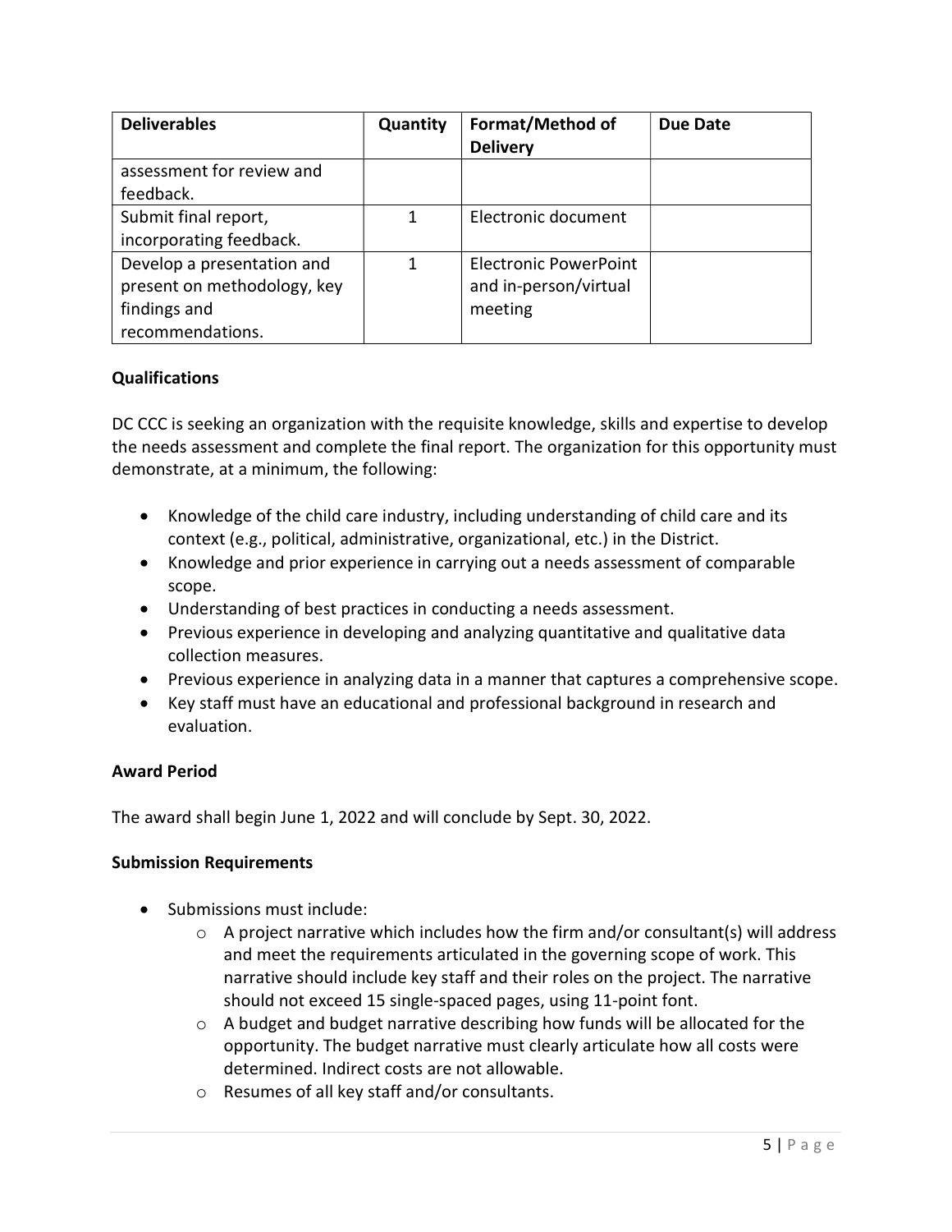| Deliverables | Quantity | Format/Method of Delivery | Due Date |
|---|---|---|---|
| assessment for review and feedback. | | | |
| Submit final report, incorporating feedback. | 1 | Electronic document | |
| Develop a presentation and present on methodology, key findings and recommendations. | 1 | Electronic PowerPoint and in-person/virtual meeting | |

**Qualifications**

DC CCC is seeking an organization with the requisite knowledge, skills and expertise to develop the needs assessment and complete the final report. The organization for this opportunity must demonstrate, at a minimum, the following:

- Knowledge of the child care industry, including understanding of child care and its context (e.g., political, administrative, organizational, etc.) in the District.
- Knowledge and prior experience in carrying out a needs assessment of comparable scope.
- Understanding of best practices in conducting a needs assessment.
- Previous experience in developing and analyzing quantitative and qualitative data collection measures.
- Previous experience in analyzing data in a manner that captures a comprehensive scope.
- Key staff must have an educational and professional background in research and evaluation.

**Award Period**

The award shall begin June 1, 2022 and will conclude by Sept. 30, 2022.

**Submission Requirements**

- Submissions must include:
  - A project narrative which includes how the firm and/or consultant(s) will address and meet the requirements articulated in the governing scope of work. This narrative should include key staff and their roles on the project. The narrative should not exceed 15 single-spaced pages, using 11-point font.
  - A budget and budget narrative describing how funds will be allocated for the opportunity. The budget narrative must clearly articulate how all costs were determined. Indirect costs are not allowable.
  - Resumes of all key staff and/or consultants.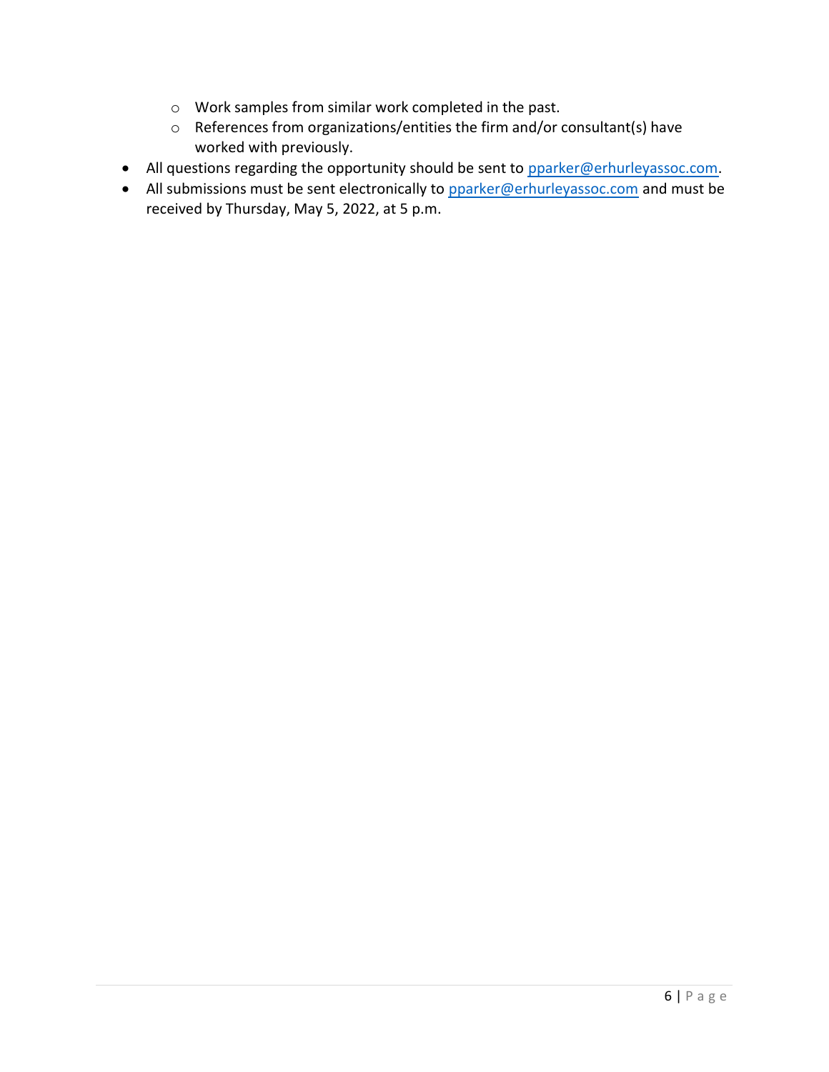- Work samples from similar work completed in the past.
    - References from organizations/entities the firm and/or consultant(s) have worked with previously.
- All questions regarding the opportunity should be sent to pparker@erhurleyassoc.com.
- All submissions must be sent electronically to pparker@erhurleyassoc.com and must be received by Thursday, May 5, 2022, at 5 p.m.